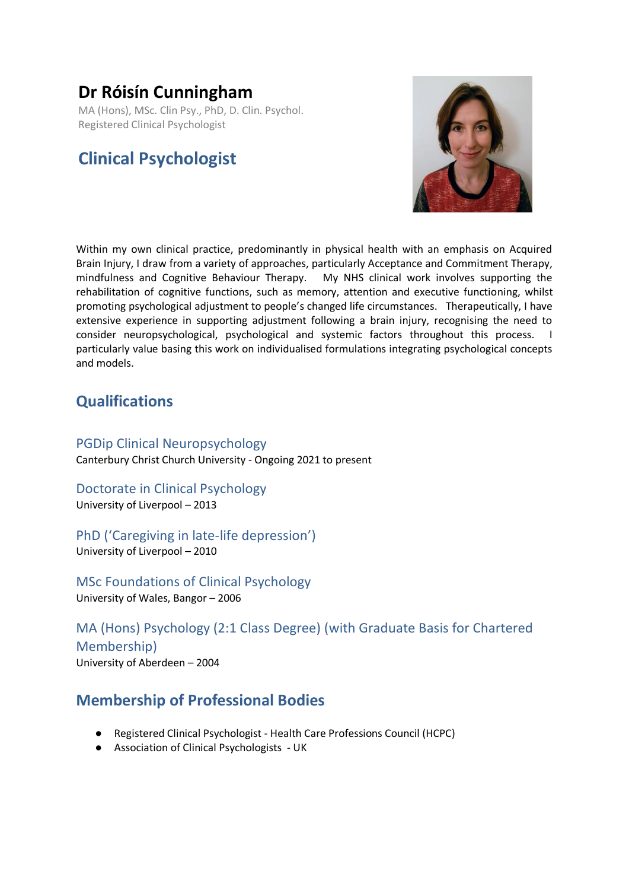# Dr Róisín Cunningham

MA (Hons), MSc. Clin Psy., PhD, D. Clin. Psychol.
Registered Clinical Psychologist

## Clinical Psychologist

Within my own clinical practice, predominantly in physical health with an emphasis on Acquired Brain Injury, I draw from a variety of approaches, particularly Acceptance and Commitment Therapy, mindfulness and Cognitive Behaviour Therapy. My NHS clinical work involves supporting the rehabilitation of cognitive functions, such as memory, attention and executive functioning, whilst promoting psychological adjustment to people's changed life circumstances. Therapeutically, I have extensive experience in supporting adjustment following a brain injury, recognising the need to consider neuropsychological, psychological and systemic factors throughout this process. I particularly value basing this work on individualised formulations integrating psychological concepts and models.

## Qualifications

### PGDip Clinical Neuropsychology

Canterbury Christ Church University - Ongoing 2021 to present

### Doctorate in Clinical Psychology

University of Liverpool – 2013

### PhD ('Caregiving in late-life depression')

University of Liverpool – 2010

### MSc Foundations of Clinical Psychology

University of Wales, Bangor – 2006

### MA (Hons) Psychology (2:1 Class Degree) (with Graduate Basis for Chartered Membership)

University of Aberdeen – 2004

## Membership of Professional Bodies

- Registered Clinical Psychologist - Health Care Professions Council (HCPC)
- Association of Clinical Psychologists - UK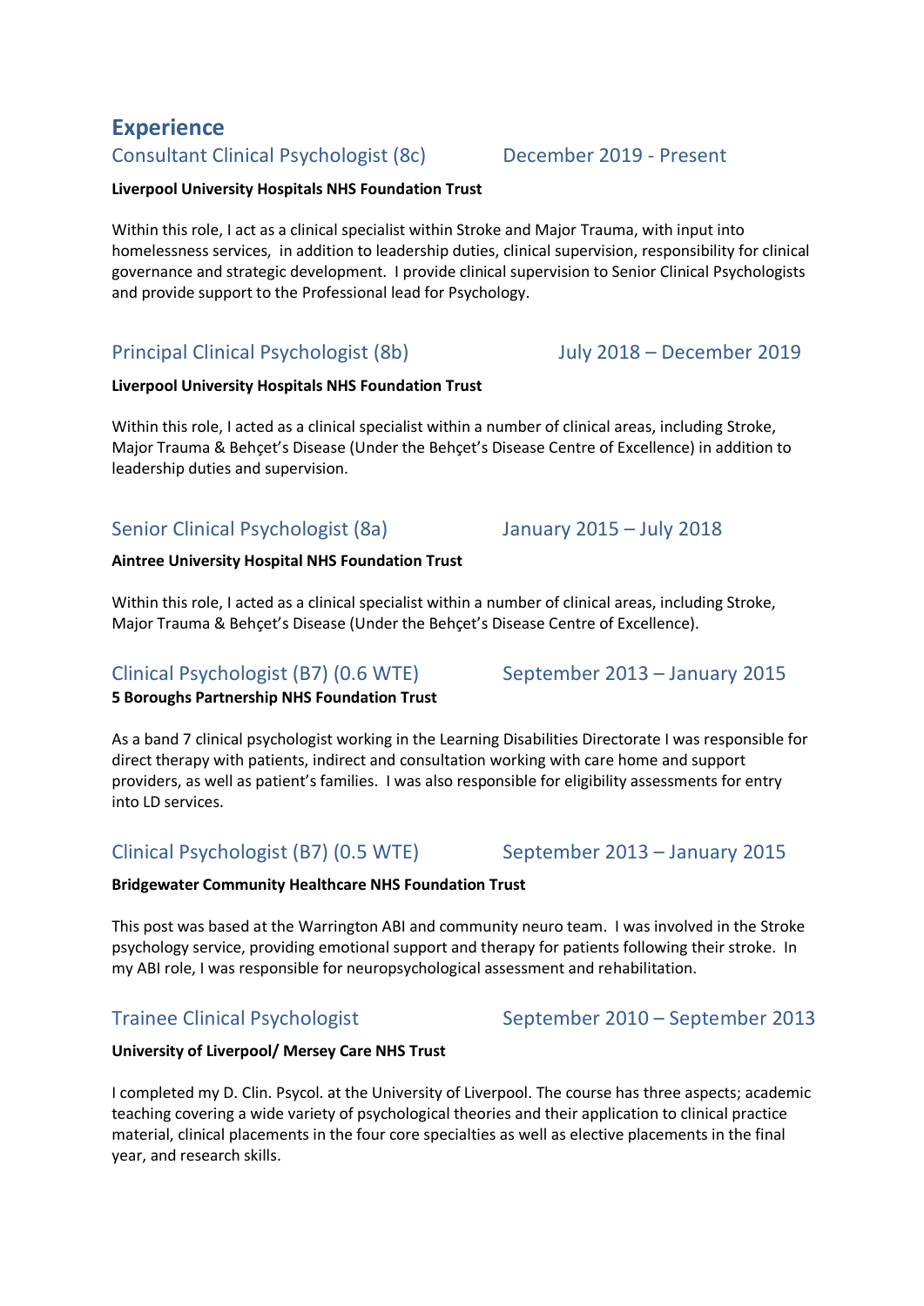## Experience

### Consultant Clinical Psychologist (8c) — December 2019 - Present

**Liverpool University Hospitals NHS Foundation Trust**

Within this role, I act as a clinical specialist within Stroke and Major Trauma, with input into homelessness services, in addition to leadership duties, clinical supervision, responsibility for clinical governance and strategic development. I provide clinical supervision to Senior Clinical Psychologists and provide support to the Professional lead for Psychology.

### Principal Clinical Psychologist (8b) — July 2018 – December 2019

**Liverpool University Hospitals NHS Foundation Trust**

Within this role, I acted as a clinical specialist within a number of clinical areas, including Stroke, Major Trauma & Behçet's Disease (Under the Behçet's Disease Centre of Excellence) in addition to leadership duties and supervision.

### Senior Clinical Psychologist (8a) — January 2015 – July 2018

**Aintree University Hospital NHS Foundation Trust**

Within this role, I acted as a clinical specialist within a number of clinical areas, including Stroke, Major Trauma & Behçet's Disease (Under the Behçet's Disease Centre of Excellence).

### Clinical Psychologist (B7) (0.6 WTE) — September 2013 – January 2015

**5 Boroughs Partnership NHS Foundation Trust**

As a band 7 clinical psychologist working in the Learning Disabilities Directorate I was responsible for direct therapy with patients, indirect and consultation working with care home and support providers, as well as patient's families. I was also responsible for eligibility assessments for entry into LD services.

### Clinical Psychologist (B7) (0.5 WTE) — September 2013 – January 2015

**Bridgewater Community Healthcare NHS Foundation Trust**

This post was based at the Warrington ABI and community neuro team. I was involved in the Stroke psychology service, providing emotional support and therapy for patients following their stroke. In my ABI role, I was responsible for neuropsychological assessment and rehabilitation.

### Trainee Clinical Psychologist — September 2010 – September 2013

**University of Liverpool/ Mersey Care NHS Trust**

I completed my D. Clin. Psycol. at the University of Liverpool. The course has three aspects; academic teaching covering a wide variety of psychological theories and their application to clinical practice material, clinical placements in the four core specialties as well as elective placements in the final year, and research skills.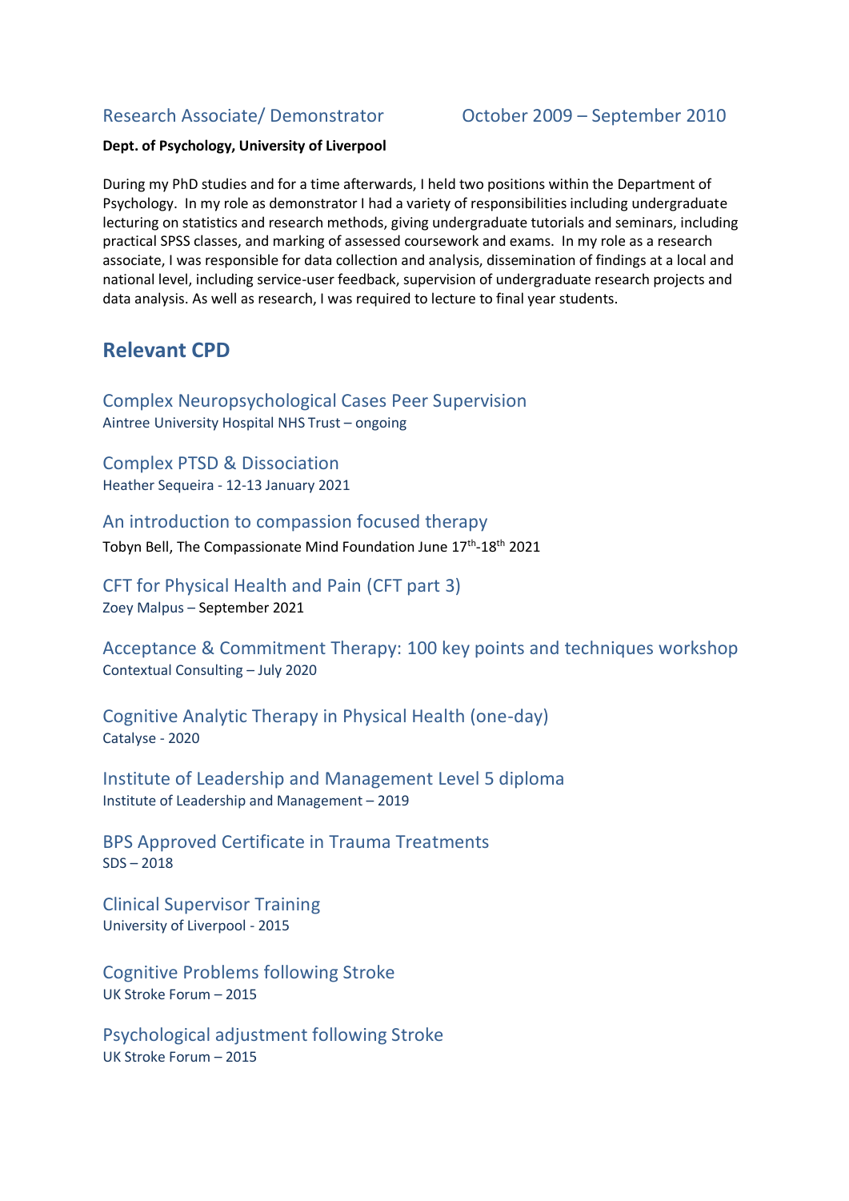### Research Associate/ Demonstrator October 2009 – September 2010

**Dept. of Psychology, University of Liverpool**

During my PhD studies and for a time afterwards, I held two positions within the Department of Psychology. In my role as demonstrator I had a variety of responsibilities including undergraduate lecturing on statistics and research methods, giving undergraduate tutorials and seminars, including practical SPSS classes, and marking of assessed coursework and exams. In my role as a research associate, I was responsible for data collection and analysis, dissemination of findings at a local and national level, including service-user feedback, supervision of undergraduate research projects and data analysis. As well as research, I was required to lecture to final year students.

## Relevant CPD

### Complex Neuropsychological Cases Peer Supervision
Aintree University Hospital NHS Trust – ongoing

### Complex PTSD & Dissociation
Heather Sequeira - 12-13 January 2021

### An introduction to compassion focused therapy
Tobyn Bell, The Compassionate Mind Foundation June 17th-18th 2021

### CFT for Physical Health and Pain (CFT part 3)
Zoey Malpus – September 2021

### Acceptance & Commitment Therapy: 100 key points and techniques workshop
Contextual Consulting – July 2020

### Cognitive Analytic Therapy in Physical Health (one-day)
Catalyse - 2020

### Institute of Leadership and Management Level 5 diploma
Institute of Leadership and Management – 2019

### BPS Approved Certificate in Trauma Treatments
SDS – 2018

### Clinical Supervisor Training
University of Liverpool - 2015

### Cognitive Problems following Stroke
UK Stroke Forum – 2015

### Psychological adjustment following Stroke
UK Stroke Forum – 2015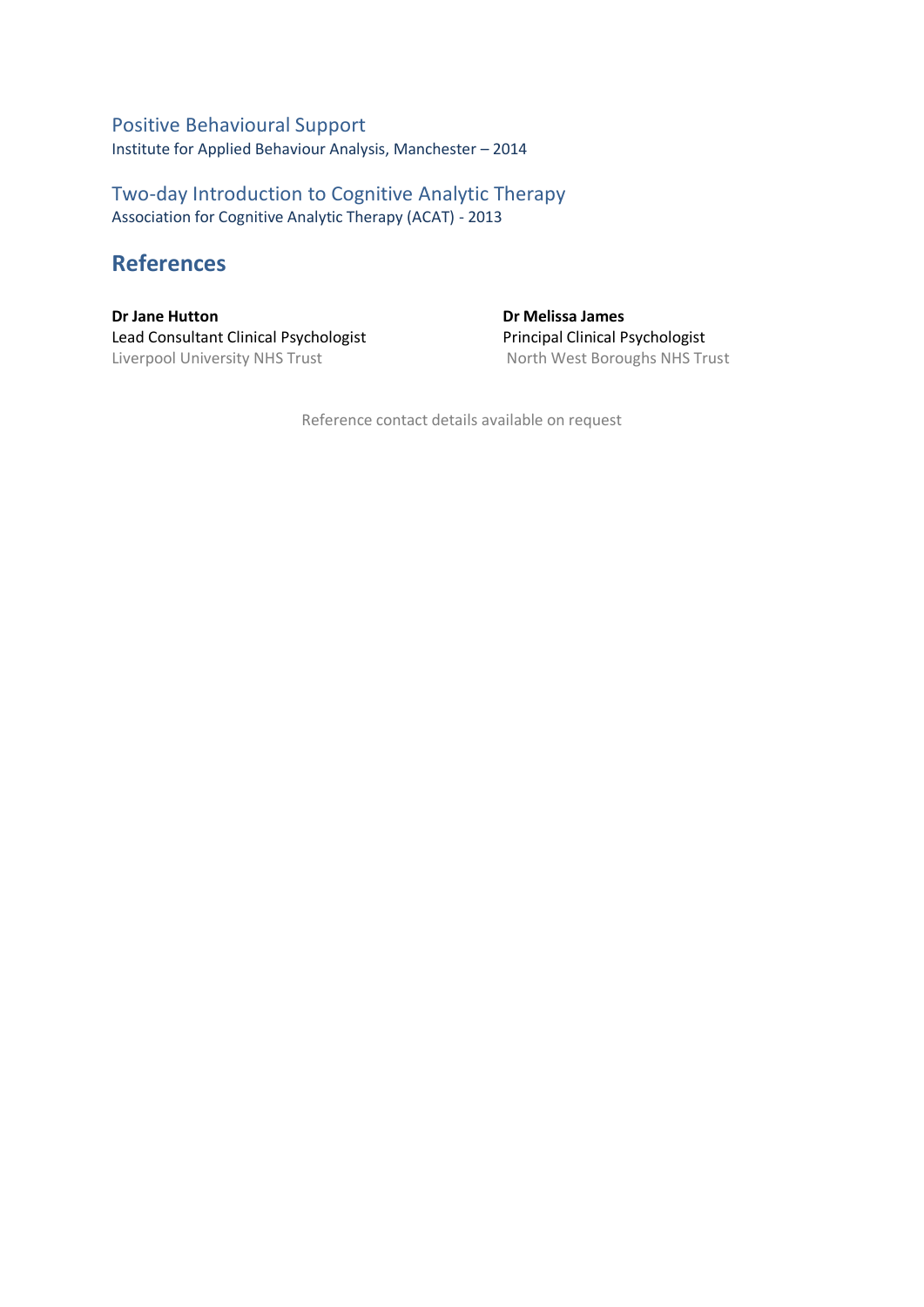### Positive Behavioural Support

Institute for Applied Behaviour Analysis, Manchester – 2014

### Two-day Introduction to Cognitive Analytic Therapy

Association for Cognitive Analytic Therapy (ACAT) - 2013

## References

**Dr Jane Hutton**
Lead Consultant Clinical Psychologist
Liverpool University NHS Trust

**Dr Melissa James**
Principal Clinical Psychologist
North West Boroughs NHS Trust

Reference contact details available on request